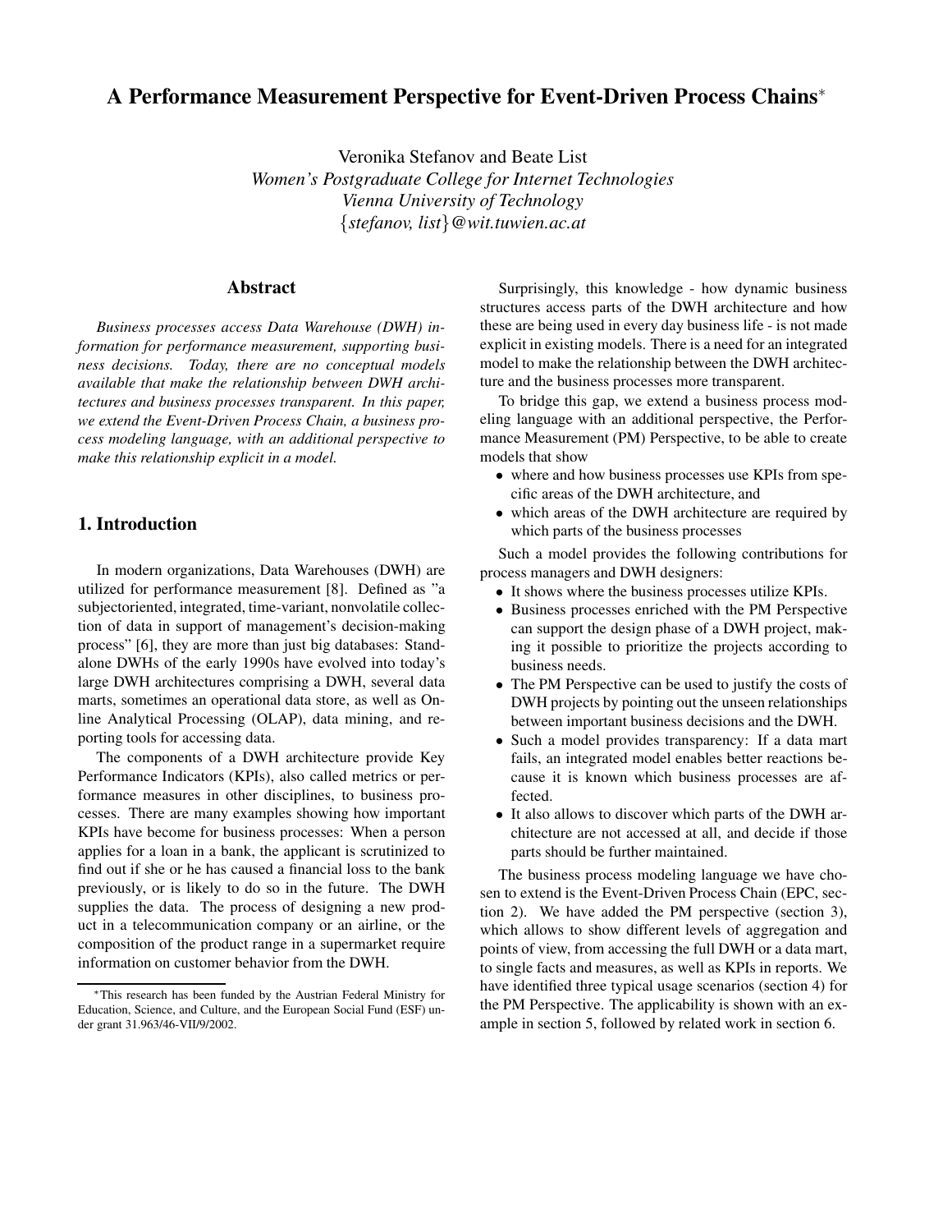# A Performance Measurement Perspective for Event-Driven Process Chains*

Veronika Stefanov and Beate List
*Women's Postgraduate College for Internet Technologies*
*Vienna University of Technology*
{*stefanov, list*}*@wit.tuwien.ac.at*

## Abstract

*Business processes access Data Warehouse (DWH) information for performance measurement, supporting business decisions. Today, there are no conceptual models available that make the relationship between DWH architectures and business processes transparent. In this paper, we extend the Event-Driven Process Chain, a business process modeling language, with an additional perspective to make this relationship explicit in a model.*

## 1. Introduction

In modern organizations, Data Warehouses (DWH) are utilized for performance measurement [8]. Defined as "a subjectoriented, integrated, time-variant, nonvolatile collection of data in support of management's decision-making process" [6], they are more than just big databases: Standalone DWHs of the early 1990s have evolved into today's large DWH architectures comprising a DWH, several data marts, sometimes an operational data store, as well as Online Analytical Processing (OLAP), data mining, and reporting tools for accessing data.

The components of a DWH architecture provide Key Performance Indicators (KPIs), also called metrics or performance measures in other disciplines, to business processes. There are many examples showing how important KPIs have become for business processes: When a person applies for a loan in a bank, the applicant is scrutinized to find out if she or he has caused a financial loss to the bank previously, or is likely to do so in the future. The DWH supplies the data. The process of designing a new product in a telecommunication company or an airline, or the composition of the product range in a supermarket require information on customer behavior from the DWH.

Surprisingly, this knowledge - how dynamic business structures access parts of the DWH architecture and how these are being used in every day business life - is not made explicit in existing models. There is a need for an integrated model to make the relationship between the DWH architecture and the business processes more transparent.

To bridge this gap, we extend a business process modeling language with an additional perspective, the Performance Measurement (PM) Perspective, to be able to create models that show

- where and how business processes use KPIs from specific areas of the DWH architecture, and
- which areas of the DWH architecture are required by which parts of the business processes

Such a model provides the following contributions for process managers and DWH designers:

- It shows where the business processes utilize KPIs.
- Business processes enriched with the PM Perspective can support the design phase of a DWH project, making it possible to prioritize the projects according to business needs.
- The PM Perspective can be used to justify the costs of DWH projects by pointing out the unseen relationships between important business decisions and the DWH.
- Such a model provides transparency: If a data mart fails, an integrated model enables better reactions because it is known which business processes are affected.
- It also allows to discover which parts of the DWH architecture are not accessed at all, and decide if those parts should be further maintained.

The business process modeling language we have chosen to extend is the Event-Driven Process Chain (EPC, section 2). We have added the PM perspective (section 3), which allows to show different levels of aggregation and points of view, from accessing the full DWH or a data mart, to single facts and measures, as well as KPIs in reports. We have identified three typical usage scenarios (section 4) for the PM Perspective. The applicability is shown with an example in section 5, followed by related work in section 6.

*This research has been funded by the Austrian Federal Ministry for Education, Science, and Culture, and the European Social Fund (ESF) under grant 31.963/46-VII/9/2002.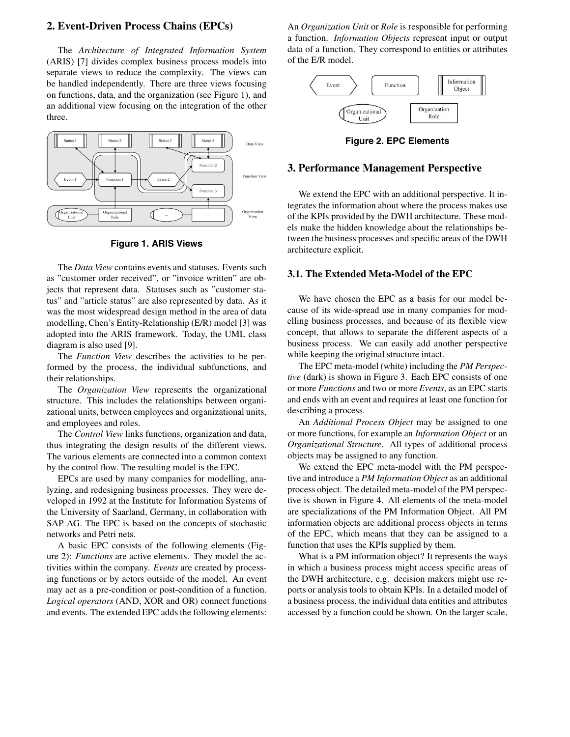## 2. Event-Driven Process Chains (EPCs)

The *Architecture of Integrated Information System* (ARIS) [7] divides complex business process models into separate views to reduce the complexity. The views can be handled independently. There are three views focusing on functions, data, and the organization (see Figure 1), and an additional view focusing on the integration of the other three.

**Figure 1. ARIS Views**

The *Data View* contains events and statuses. Events such as "customer order received", or "invoice written" are objects that represent data. Statuses such as "customer status" and "article status" are also represented by data. As it was the most widespread design method in the area of data modelling, Chen's Entity-Relationship (E/R) model [3] was adopted into the ARIS framework. Today, the UML class diagram is also used [9].

The *Function View* describes the activities to be performed by the process, the individual subfunctions, and their relationships.

The *Organization View* represents the organizational structure. This includes the relationships between organizational units, between employees and organizational units, and employees and roles.

The *Control View* links functions, organization and data, thus integrating the design results of the different views. The various elements are connected into a common context by the control flow. The resulting model is the EPC.

EPCs are used by many companies for modelling, analyzing, and redesigning business processes. They were developed in 1992 at the Institute for Information Systems of the University of Saarland, Germany, in collaboration with SAP AG. The EPC is based on the concepts of stochastic networks and Petri nets.

A basic EPC consists of the following elements (Figure 2): *Functions* are active elements. They model the activities within the company. *Events* are created by processing functions or by actors outside of the model. An event may act as a pre-condition or post-condition of a function. *Logical operators* (AND, XOR and OR) connect functions and events. The extended EPC adds the following elements: An *Organization Unit* or *Role* is responsible for performing a function. *Information Objects* represent input or output data of a function. They correspond to entities or attributes of the E/R model.

**Figure 2. EPC Elements**

## 3. Performance Management Perspective

We extend the EPC with an additional perspective. It integrates the information about where the process makes use of the KPIs provided by the DWH architecture. These models make the hidden knowledge about the relationships between the business processes and specific areas of the DWH architecture explicit.

### 3.1. The Extended Meta-Model of the EPC

We have chosen the EPC as a basis for our model because of its wide-spread use in many companies for modelling business processes, and because of its flexible view concept, that allows to separate the different aspects of a business process. We can easily add another perspective while keeping the original structure intact.

The EPC meta-model (white) including the *PM Perspective* (dark) is shown in Figure 3. Each EPC consists of one or more *Functions* and two or more *Events*, as an EPC starts and ends with an event and requires at least one function for describing a process.

An *Additional Process Object* may be assigned to one or more functions, for example an *Information Object* or an *Organizational Structure*. All types of additional process objects may be assigned to any function.

We extend the EPC meta-model with the PM perspective and introduce a *PM Information Object* as an additional process object. The detailed meta-model of the PM perspective is shown in Figure 4. All elements of the meta-model are specializations of the PM Information Object. All PM information objects are additional process objects in terms of the EPC, which means that they can be assigned to a function that uses the KPIs supplied by them.

What is a PM information object? It represents the ways in which a business process might access specific areas of the DWH architecture, e.g. decision makers might use reports or analysis tools to obtain KPIs. In a detailed model of a business process, the individual data entities and attributes accessed by a function could be shown. On the larger scale,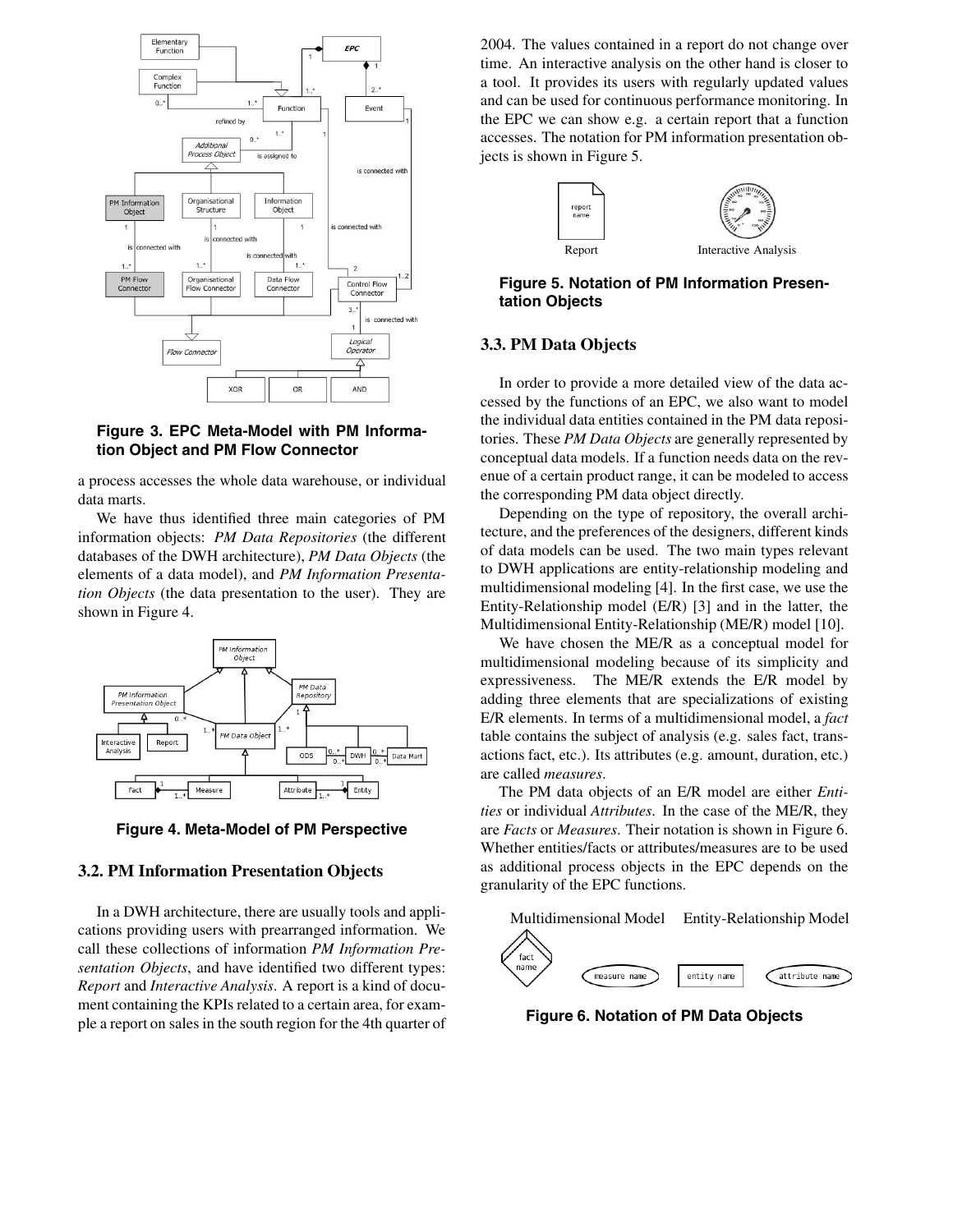**Figure 3. EPC Meta-Model with PM Information Object and PM Flow Connector**

a process accesses the whole data warehouse, or individual data marts.

We have thus identified three main categories of PM information objects: *PM Data Repositories* (the different databases of the DWH architecture), *PM Data Objects* (the elements of a data model), and *PM Information Presentation Objects* (the data presentation to the user). They are shown in Figure 4.

**Figure 4. Meta-Model of PM Perspective**

### 3.2. PM Information Presentation Objects

In a DWH architecture, there are usually tools and applications providing users with prearranged information. We call these collections of information *PM Information Presentation Objects*, and have identified two different types: *Report* and *Interactive Analysis*. A report is a kind of document containing the KPIs related to a certain area, for example a report on sales in the south region for the 4th quarter of 2004. The values contained in a report do not change over time. An interactive analysis on the other hand is closer to a tool. It provides its users with regularly updated values and can be used for continuous performance monitoring. In the EPC we can show e.g. a certain report that a function accesses. The notation for PM information presentation objects is shown in Figure 5.

**Figure 5. Notation of PM Information Presentation Objects**

### 3.3. PM Data Objects

In order to provide a more detailed view of the data accessed by the functions of an EPC, we also want to model the individual data entities contained in the PM data repositories. These *PM Data Objects* are generally represented by conceptual data models. If a function needs data on the revenue of a certain product range, it can be modeled to access the corresponding PM data object directly.

Depending on the type of repository, the overall architecture, and the preferences of the designers, different kinds of data models can be used. The two main types relevant to DWH applications are entity-relationship modeling and multidimensional modeling [4]. In the first case, we use the Entity-Relationship model (E/R) [3] and in the latter, the Multidimensional Entity-Relationship (ME/R) model [10].

We have chosen the ME/R as a conceptual model for multidimensional modeling because of its simplicity and expressiveness. The ME/R extends the E/R model by adding three elements that are specializations of existing E/R elements. In terms of a multidimensional model, a *fact* table contains the subject of analysis (e.g. sales fact, transactions fact, etc.). Its attributes (e.g. amount, duration, etc.) are called *measures*.

The PM data objects of an E/R model are either *Entities* or individual *Attributes*. In the case of the ME/R, they are *Facts* or *Measures*. Their notation is shown in Figure 6. Whether entities/facts or attributes/measures are to be used as additional process objects in the EPC depends on the granularity of the EPC functions.

**Figure 6. Notation of PM Data Objects**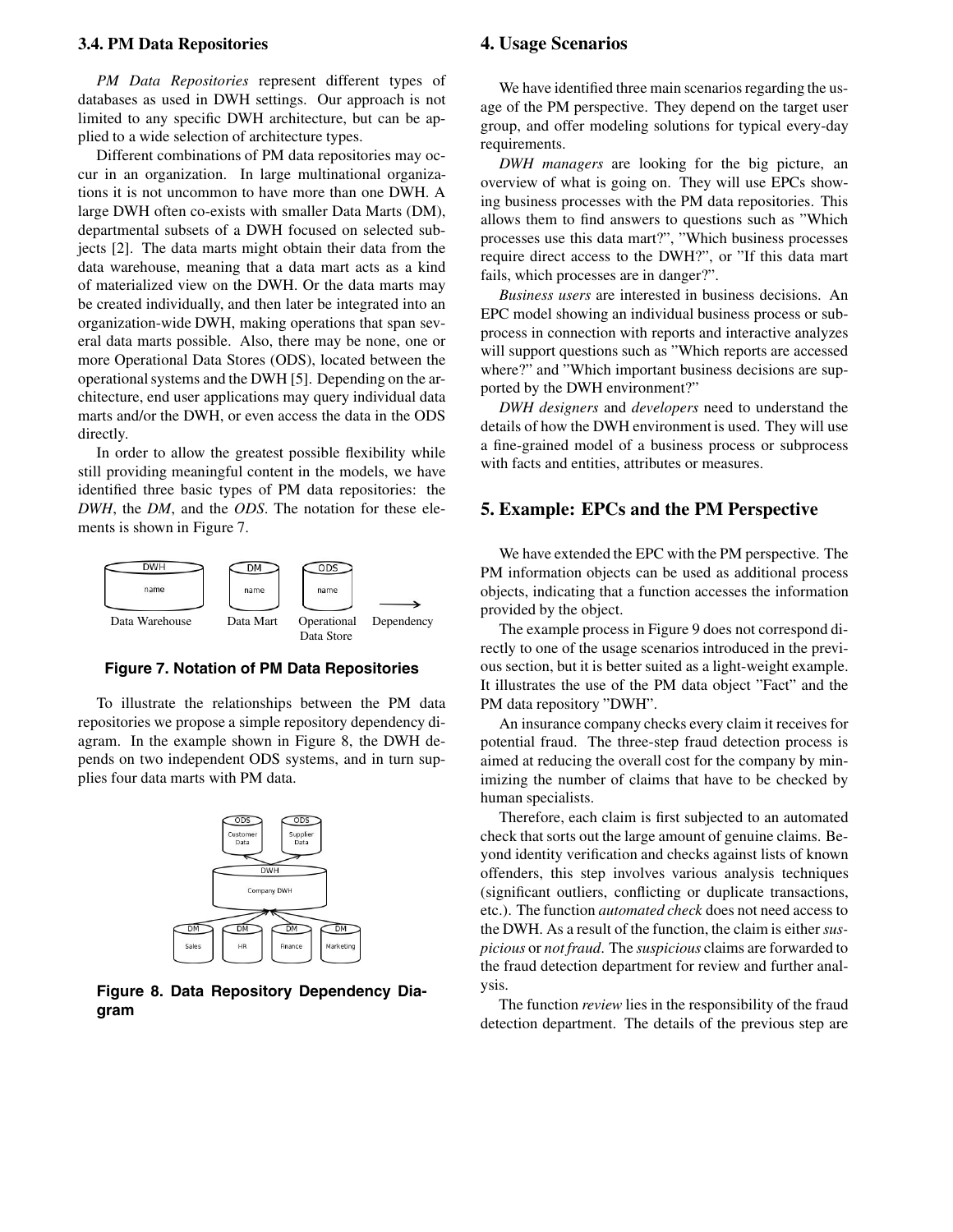### 3.4. PM Data Repositories

*PM Data Repositories* represent different types of databases as used in DWH settings. Our approach is not limited to any specific DWH architecture, but can be applied to a wide selection of architecture types.

Different combinations of PM data repositories may occur in an organization. In large multinational organizations it is not uncommon to have more than one DWH. A large DWH often co-exists with smaller Data Marts (DM), departmental subsets of a DWH focused on selected subjects [2]. The data marts might obtain their data from the data warehouse, meaning that a data mart acts as a kind of materialized view on the DWH. Or the data marts may be created individually, and then later be integrated into an organization-wide DWH, making operations that span several data marts possible. Also, there may be none, one or more Operational Data Stores (ODS), located between the operational systems and the DWH [5]. Depending on the architecture, end user applications may query individual data marts and/or the DWH, or even access the data in the ODS directly.

In order to allow the greatest possible flexibility while still providing meaningful content in the models, we have identified three basic types of PM data repositories: the *DWH*, the *DM*, and the *ODS*. The notation for these elements is shown in Figure 7.

Data Warehouse | Data Mart | Operational Data Store | Dependency

**Figure 7. Notation of PM Data Repositories**

To illustrate the relationships between the PM data repositories we propose a simple repository dependency diagram. In the example shown in Figure 8, the DWH depends on two independent ODS systems, and in turn supplies four data marts with PM data.

**Figure 8. Data Repository Dependency Diagram**

## 4. Usage Scenarios

We have identified three main scenarios regarding the usage of the PM perspective. They depend on the target user group, and offer modeling solutions for typical every-day requirements.

*DWH managers* are looking for the big picture, an overview of what is going on. They will use EPCs showing business processes with the PM data repositories. This allows them to find answers to questions such as "Which processes use this data mart?", "Which business processes require direct access to the DWH?", or "If this data mart fails, which processes are in danger?".

*Business users* are interested in business decisions. An EPC model showing an individual business process or subprocess in connection with reports and interactive analyzes will support questions such as "Which reports are accessed where?" and "Which important business decisions are supported by the DWH environment?"

*DWH designers* and *developers* need to understand the details of how the DWH environment is used. They will use a fine-grained model of a business process or subprocess with facts and entities, attributes or measures.

## 5. Example: EPCs and the PM Perspective

We have extended the EPC with the PM perspective. The PM information objects can be used as additional process objects, indicating that a function accesses the information provided by the object.

The example process in Figure 9 does not correspond directly to one of the usage scenarios introduced in the previous section, but it is better suited as a light-weight example. It illustrates the use of the PM data object "Fact" and the PM data repository "DWH".

An insurance company checks every claim it receives for potential fraud. The three-step fraud detection process is aimed at reducing the overall cost for the company by minimizing the number of claims that have to be checked by human specialists.

Therefore, each claim is first subjected to an automated check that sorts out the large amount of genuine claims. Beyond identity verification and checks against lists of known offenders, this step involves various analysis techniques (significant outliers, conflicting or duplicate transactions, etc.). The function *automated check* does not need access to the DWH. As a result of the function, the claim is either *suspicious* or *not fraud*. The *suspicious* claims are forwarded to the fraud detection department for review and further analysis.

The function *review* lies in the responsibility of the fraud detection department. The details of the previous step are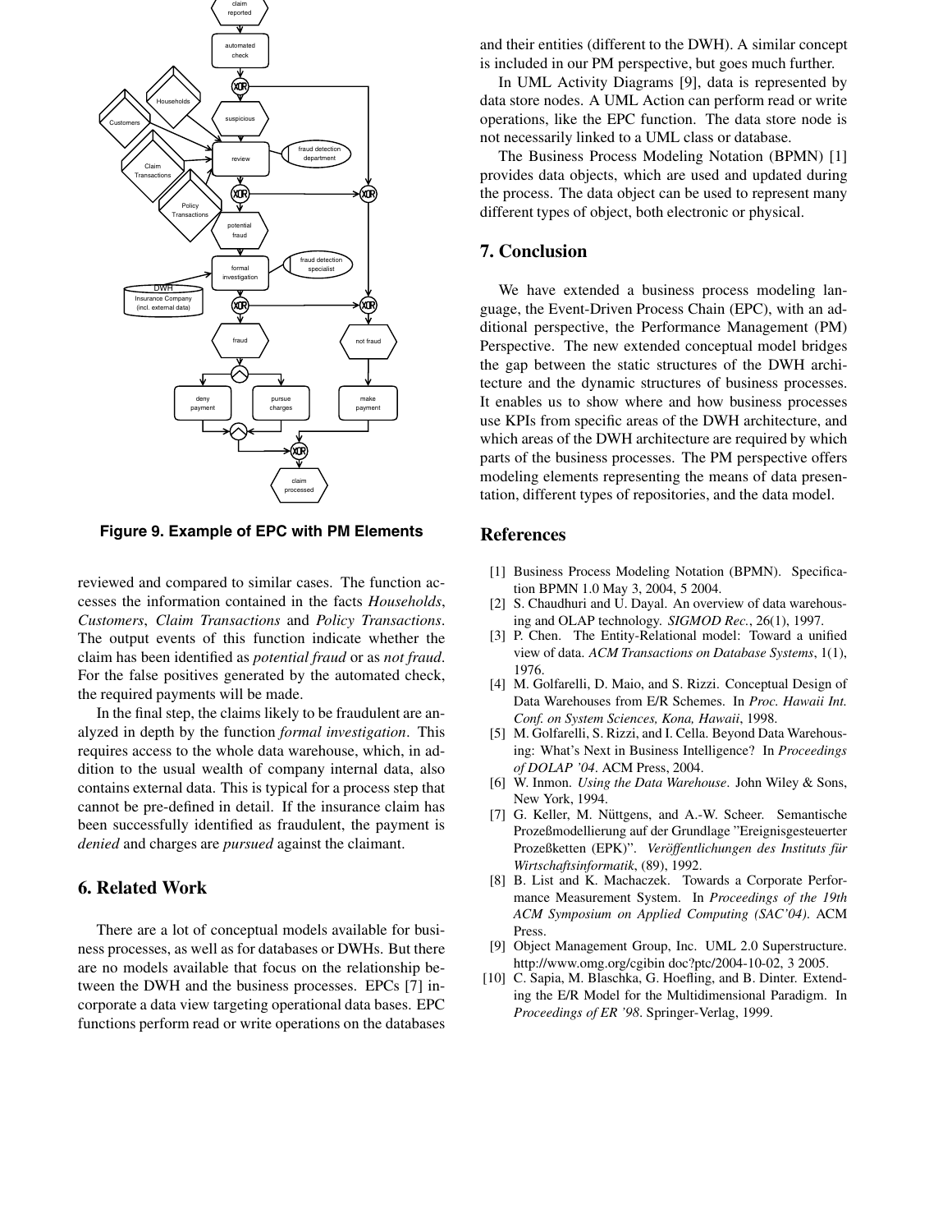claim reported

automated check

XOR

Households

Customers

suspicious

review

fraud detection department

Claim Transactions

Policy Transactions

XOR

XOR

potential fraud

formal investigation

fraud detection specialist

DWH
Insurance Company (incl. external data)

XOR

XOR

fraud

not fraud

deny payment

pursue charges

make payment

XOR

claim processed

**Figure 9. Example of EPC with PM Elements**

reviewed and compared to similar cases. The function accesses the information contained in the facts *Households*, *Customers*, *Claim Transactions* and *Policy Transactions*. The output events of this function indicate whether the claim has been identified as *potential fraud* or as *not fraud*. For the false positives generated by the automated check, the required payments will be made.

In the final step, the claims likely to be fraudulent are analyzed in depth by the function *formal investigation*. This requires access to the whole data warehouse, which, in addition to the usual wealth of company internal data, also contains external data. This is typical for a process step that cannot be pre-defined in detail. If the insurance claim has been successfully identified as fraudulent, the payment is *denied* and charges are *pursued* against the claimant.

## 6. Related Work

There are a lot of conceptual models available for business processes, as well as for databases or DWHs. But there are no models available that focus on the relationship between the DWH and the business processes. EPCs [7] incorporate a data view targeting operational data bases. EPC functions perform read or write operations on the databases and their entities (different to the DWH). A similar concept is included in our PM perspective, but goes much further.

In UML Activity Diagrams [9], data is represented by data store nodes. A UML Action can perform read or write operations, like the EPC function. The data store node is not necessarily linked to a UML class or database.

The Business Process Modeling Notation (BPMN) [1] provides data objects, which are used and updated during the process. The data object can be used to represent many different types of object, both electronic or physical.

## 7. Conclusion

We have extended a business process modeling language, the Event-Driven Process Chain (EPC), with an additional perspective, the Performance Management (PM) Perspective. The new extended conceptual model bridges the gap between the static structures of the DWH architecture and the dynamic structures of business processes. It enables us to show where and how business processes use KPIs from specific areas of the DWH architecture, and which areas of the DWH architecture are required by which parts of the business processes. The PM perspective offers modeling elements representing the means of data presentation, different types of repositories, and the data model.

## References

[1] Business Process Modeling Notation (BPMN). Specification BPMN 1.0 May 3, 2004, 5 2004.

[2] S. Chaudhuri and U. Dayal. An overview of data warehousing and OLAP technology. *SIGMOD Rec.*, 26(1), 1997.

[3] P. Chen. The Entity-Relational model: Toward a unified view of data. *ACM Transactions on Database Systems*, 1(1), 1976.

[4] M. Golfarelli, D. Maio, and S. Rizzi. Conceptual Design of Data Warehouses from E/R Schemes. In *Proc. Hawaii Int. Conf. on System Sciences, Kona, Hawaii*, 1998.

[5] M. Golfarelli, S. Rizzi, and I. Cella. Beyond Data Warehousing: What's Next in Business Intelligence? In *Proceedings of DOLAP '04*. ACM Press, 2004.

[6] W. Inmon. *Using the Data Warehouse*. John Wiley & Sons, New York, 1994.

[7] G. Keller, M. Nüttgens, and A.-W. Scheer. Semantische Prozeßmodellierung auf der Grundlage "Ereignisgesteuerter Prozeßketten (EPK)". *Veröffentlichungen des Instituts für Wirtschaftsinformatik*, (89), 1992.

[8] B. List and K. Machaczek. Towards a Corporate Performance Measurement System. In *Proceedings of the 19th ACM Symposium on Applied Computing (SAC'04)*. ACM Press.

[9] Object Management Group, Inc. UML 2.0 Superstructure. http://www.omg.org/cgibin doc?ptc/2004-10-02, 3 2005.

[10] C. Sapia, M. Blaschka, G. Hoefling, and B. Dinter. Extending the E/R Model for the Multidimensional Paradigm. In *Proceedings of ER '98*. Springer-Verlag, 1999.